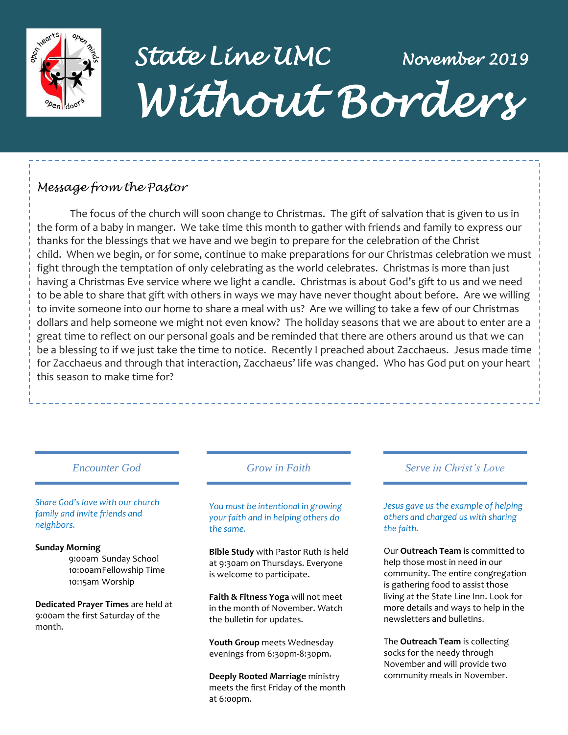# State Line UMC

November 2019

# Without Borders

## *Message from the Pastor*

The focus of the church will soon change to Christmas. The gift of salvation that is given to us in the form of a baby in manger. We take time this month to gather with friends and family to express our thanks for the blessings that we have and we begin to prepare for the celebration of the Christ child. When we begin, or for some, continue to make preparations for our Christmas celebration we must fight through the temptation of only celebrating as the world celebrates. Christmas is more than just having a Christmas Eve service where we light a candle. Christmas is about God's gift to us and we need to be able to share that gift with others in ways we may have never thought about before. Are we willing to invite someone into our home to share a meal with us? Are we willing to take a few of our Christmas dollars and help someone we might not even know? The holiday seasons that we are about to enter are a great time to reflect on our personal goals and be reminded that there are others around us that we can be a blessing to if we just take the time to notice. Recently I preached about Zacchaeus. Jesus made time for Zacchaeus and through that interaction, Zacchaeus' life was changed. Who has God put on your heart this season to make time for?

## *Encounter God*

*Share God's love with our church family and invite friends and neighbors.*

**Sunday Morning**

9:00am Sunday School
10:00am Fellowship Time
10:15am Worship

**Dedicated Prayer Times** are held at 9:00am the first Saturday of the month.

## *Grow in Faith*

*You must be intentional in growing your faith and in helping others do the same.*

**Bible Study** with Pastor Ruth is held at 9:30am on Thursdays. Everyone is welcome to participate.

**Faith & Fitness Yoga** will not meet in the month of November. Watch the bulletin for updates.

**Youth Group** meets Wednesday evenings from 6:30pm-8:30pm.

**Deeply Rooted Marriage** ministry meets the first Friday of the month at 6:00pm.

## *Serve in Christ's Love*

*Jesus gave us the example of helping others and charged us with sharing the faith.*

Our **Outreach Team** is committed to help those most in need in our community. The entire congregation is gathering food to assist those living at the State Line Inn. Look for more details and ways to help in the newsletters and bulletins.

The **Outreach Team** is collecting socks for the needy through November and will provide two community meals in November.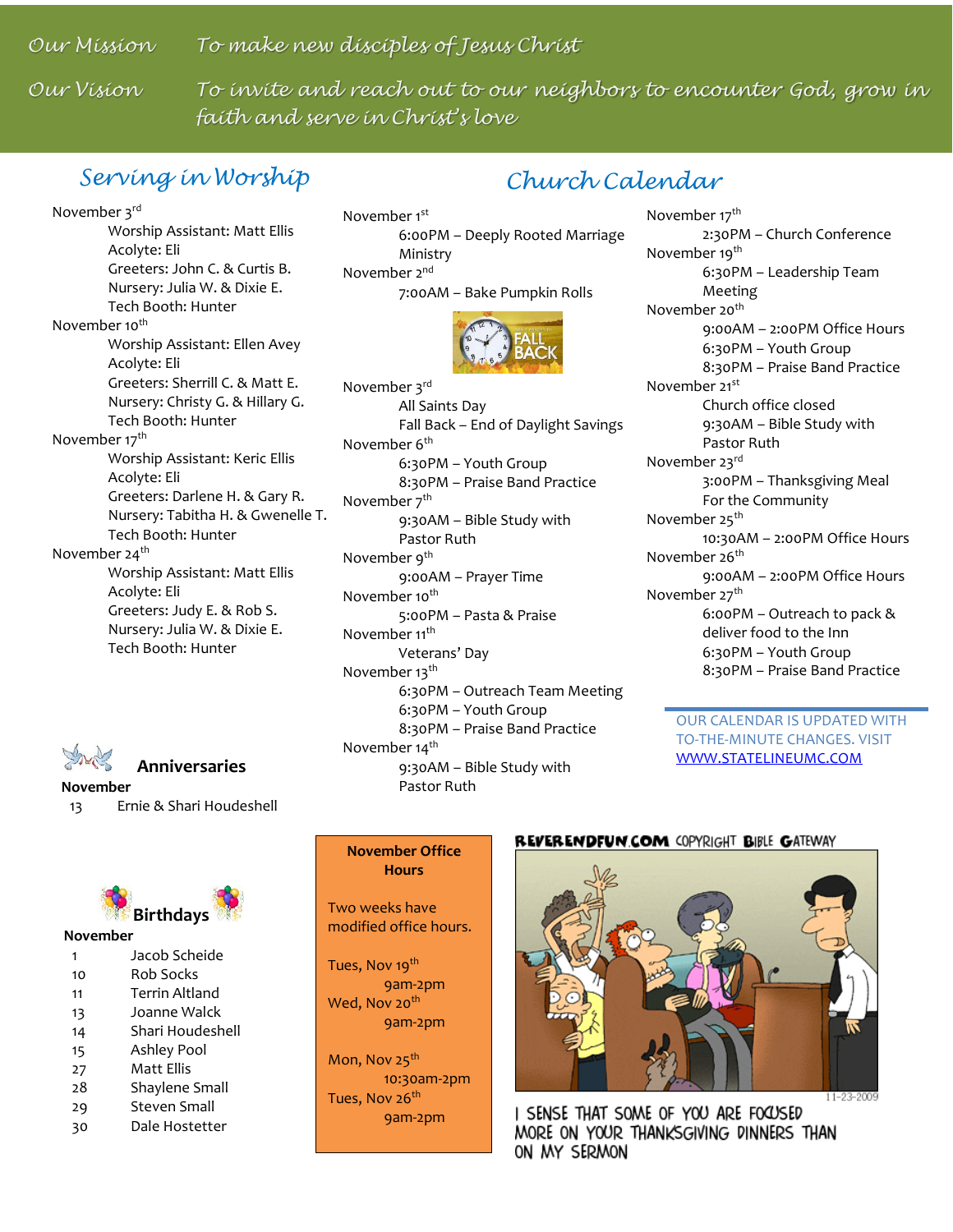*Our Mission* *To make new disciples of Jesus Christ*

*Our Vision* *To invite and reach out to our neighbors to encounter God, grow in faith and serve in Christ's love*

## Serving in Worship

November 3rd
- Worship Assistant: Matt Ellis
- Acolyte: Eli
- Greeters: John C. & Curtis B.
- Nursery: Julia W. & Dixie E.
- Tech Booth: Hunter

November 10th
- Worship Assistant: Ellen Avey
- Acolyte: Eli
- Greeters: Sherrill C. & Matt E.
- Nursery: Christy G. & Hillary G.
- Tech Booth: Hunter

November 17th
- Worship Assistant: Keric Ellis
- Acolyte: Eli
- Greeters: Darlene H. & Gary R.
- Nursery: Tabitha H. & Gwenelle T.
- Tech Booth: Hunter

November 24th
- Worship Assistant: Matt Ellis
- Acolyte: Eli
- Greeters: Judy E. & Rob S.
- Nursery: Julia W. & Dixie E.
- Tech Booth: Hunter

## Church Calendar

November 1st
- 6:00PM – Deeply Rooted Marriage Ministry

November 2nd
- 7:00AM – Bake Pumpkin Rolls

November 3rd
- All Saints Day
- Fall Back – End of Daylight Savings

November 6th
- 6:30PM – Youth Group
- 8:30PM – Praise Band Practice

November 7th
- 9:30AM – Bible Study with Pastor Ruth

November 9th
- 9:00AM – Prayer Time

November 10th
- 5:00PM – Pasta & Praise

November 11th
- Veterans' Day

November 13th
- 6:30PM – Outreach Team Meeting
- 6:30PM – Youth Group
- 8:30PM – Praise Band Practice

November 14th
- 9:30AM – Bible Study with Pastor Ruth

November 17th
- 2:30PM – Church Conference

November 19th
- 6:30PM – Leadership Team Meeting

November 20th
- 9:00AM – 2:00PM Office Hours
- 6:30PM – Youth Group
- 8:30PM – Praise Band Practice

November 21st
- Church office closed
- 9:30AM – Bible Study with Pastor Ruth

November 23rd
- 3:00PM – Thanksgiving Meal For the Community

November 25th
- 10:30AM – 2:00PM Office Hours

November 26th
- 9:00AM – 2:00PM Office Hours

November 27th
- 6:00PM – Outreach to pack & deliver food to the Inn
- 6:30PM – Youth Group
- 8:30PM – Praise Band Practice

OUR CALENDAR IS UPDATED WITH TO-THE-MINUTE CHANGES. VISIT WWW.STATELINEUMC.COM

### Anniversaries

**November**

13 Ernie & Shari Houdeshell

### Birthdays

**November**

| | |
|---|---|
| 1 | Jacob Scheide |
| 10 | Rob Socks |
| 11 | Terrin Altland |
| 13 | Joanne Walck |
| 14 | Shari Houdeshell |
| 15 | Ashley Pool |
| 27 | Matt Ellis |
| 28 | Shaylene Small |
| 29 | Steven Small |
| 30 | Dale Hostetter |

### November Office Hours

Two weeks have modified office hours.

Tues, Nov 19th
9am-2pm

Wed, Nov 20th
9am-2pm

Mon, Nov 25th
10:30am-2pm

Tues, Nov 26th
9am-2pm

REVERENDFUN.COM COPYRIGHT BIBLE GATEWAY

I SENSE THAT SOME OF YOU ARE FOCUSED MORE ON YOUR THANKSGIVING DINNERS THAN ON MY SERMON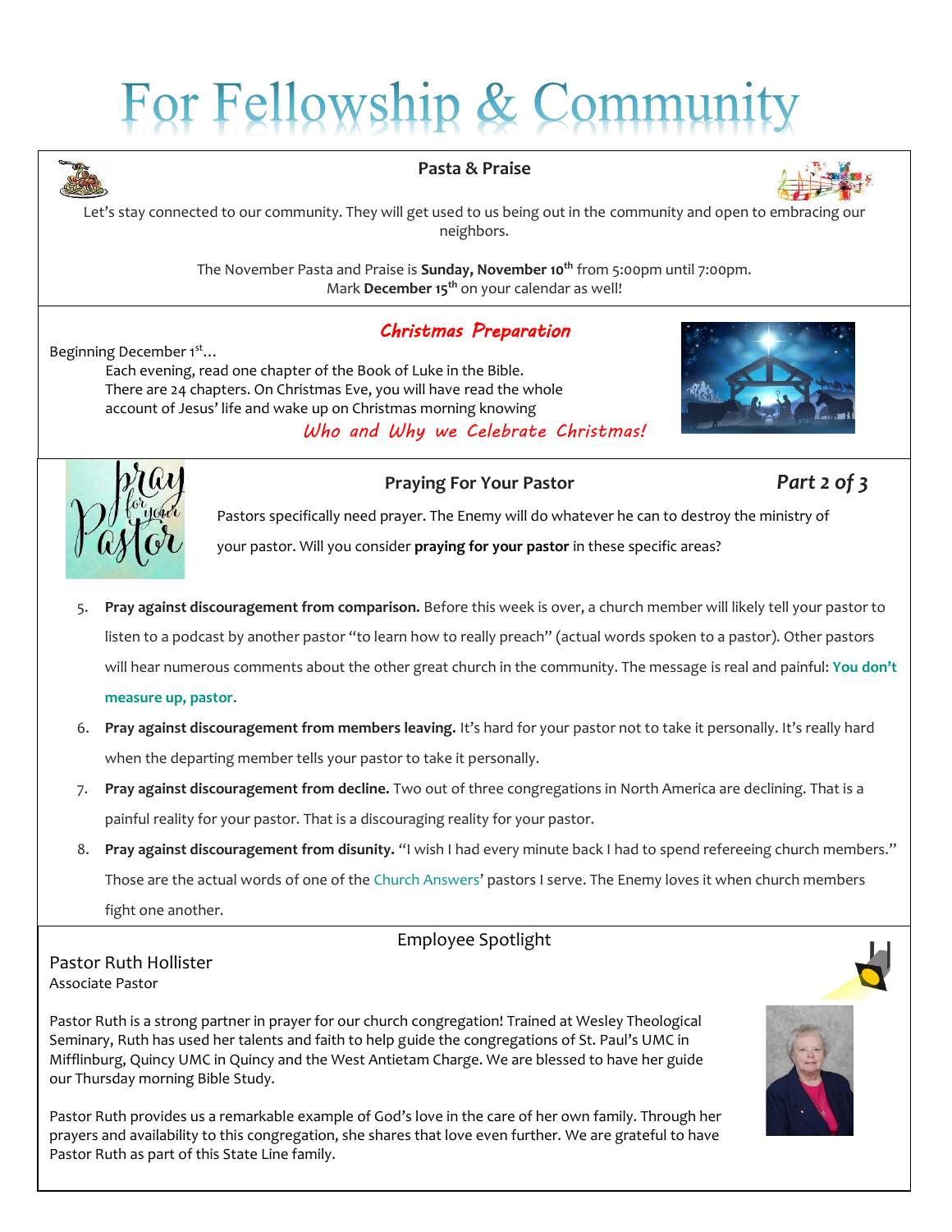# For Fellowship & Community

## Pasta & Praise

Let's stay connected to our community. They will get used to us being out in the community and open to embracing our neighbors.

The November Pasta and Praise is **Sunday, November 10th** from 5:00pm until 7:00pm.
Mark **December 15th** on your calendar as well!

## *Christmas Preparation*

Beginning December 1st…

Each evening, read one chapter of the Book of Luke in the Bible. There are 24 chapters. On Christmas Eve, you will have read the whole account of Jesus' life and wake up on Christmas morning knowing

*Who and Why we Celebrate Christmas!*

## Praying For Your Pastor

***Part 2 of 3***

Pastors specifically need prayer. The Enemy will do whatever he can to destroy the ministry of your pastor. Will you consider **praying for your pastor** in these specific areas?

5. **Pray against discouragement from comparison.** Before this week is over, a church member will likely tell your pastor to listen to a podcast by another pastor "to learn how to really preach" (actual words spoken to a pastor). Other pastors will hear numerous comments about the other great church in the community. The message is real and painful: **You don't measure up, pastor**.
6. **Pray against discouragement from members leaving.** It's hard for your pastor not to take it personally. It's really hard when the departing member tells your pastor to take it personally.
7. **Pray against discouragement from decline.** Two out of three congregations in North America are declining. That is a painful reality for your pastor. That is a discouraging reality for your pastor.
8. **Pray against discouragement from disunity.** "I wish I had every minute back I had to spend refereeing church members." Those are the actual words of one of the Church Answers' pastors I serve. The Enemy loves it when church members fight one another.

## Employee Spotlight

Pastor Ruth Hollister
Associate Pastor

Pastor Ruth is a strong partner in prayer for our church congregation! Trained at Wesley Theological Seminary, Ruth has used her talents and faith to help guide the congregations of St. Paul's UMC in Mifflinburg, Quincy UMC in Quincy and the West Antietam Charge. We are blessed to have her guide our Thursday morning Bible Study.

Pastor Ruth provides us a remarkable example of God's love in the care of her own family. Through her prayers and availability to this congregation, she shares that love even further. We are grateful to have Pastor Ruth as part of this State Line family.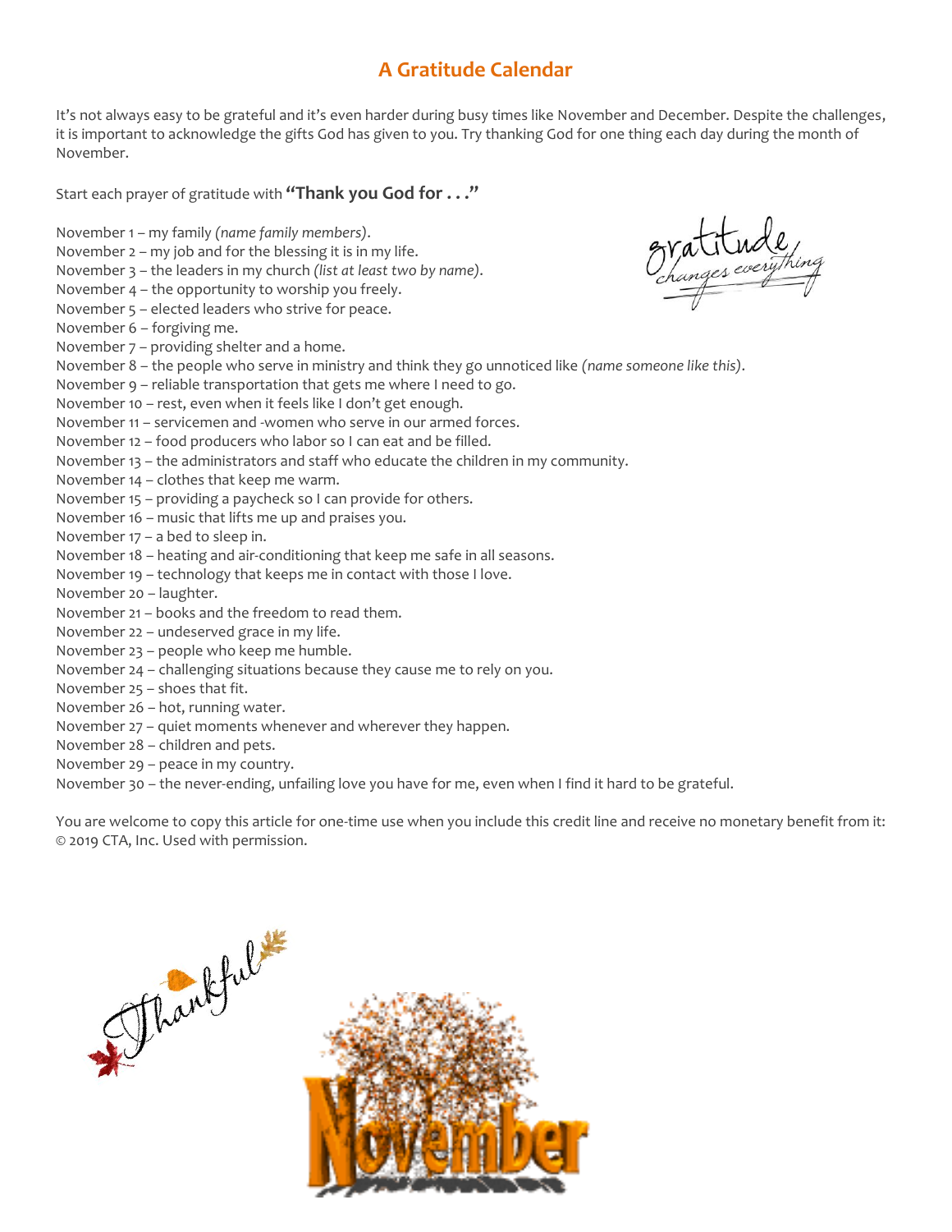## A Gratitude Calendar

It's not always easy to be grateful and it's even harder during busy times like November and December. Despite the challenges, it is important to acknowledge the gifts God has given to you. Try thanking God for one thing each day during the month of November.

Start each prayer of gratitude with **"Thank you God for . . ."**

November 1 – my family *(name family members)*.
November 2 – my job and for the blessing it is in my life.
November 3 – the leaders in my church *(list at least two by name)*.
November 4 – the opportunity to worship you freely.
November 5 – elected leaders who strive for peace.
November 6 – forgiving me.
November 7 – providing shelter and a home.
November 8 – the people who serve in ministry and think they go unnoticed like *(name someone like this)*.
November 9 – reliable transportation that gets me where I need to go.
November 10 – rest, even when it feels like I don't get enough.
November 11 – servicemen and -women who serve in our armed forces.
November 12 – food producers who labor so I can eat and be filled.
November 13 – the administrators and staff who educate the children in my community.
November 14 – clothes that keep me warm.
November 15 – providing a paycheck so I can provide for others.
November 16 – music that lifts me up and praises you.
November 17 – a bed to sleep in.
November 18 – heating and air-conditioning that keep me safe in all seasons.
November 19 – technology that keeps me in contact with those I love.
November 20 – laughter.
November 21 – books and the freedom to read them.
November 22 – undeserved grace in my life.
November 23 – people who keep me humble.
November 24 – challenging situations because they cause me to rely on you.
November 25 – shoes that fit.
November 26 – hot, running water.
November 27 – quiet moments whenever and wherever they happen.
November 28 – children and pets.
November 29 – peace in my country.
November 30 – the never-ending, unfailing love you have for me, even when I find it hard to be grateful.

You are welcome to copy this article for one-time use when you include this credit line and receive no monetary benefit from it: © 2019 CTA, Inc. Used with permission.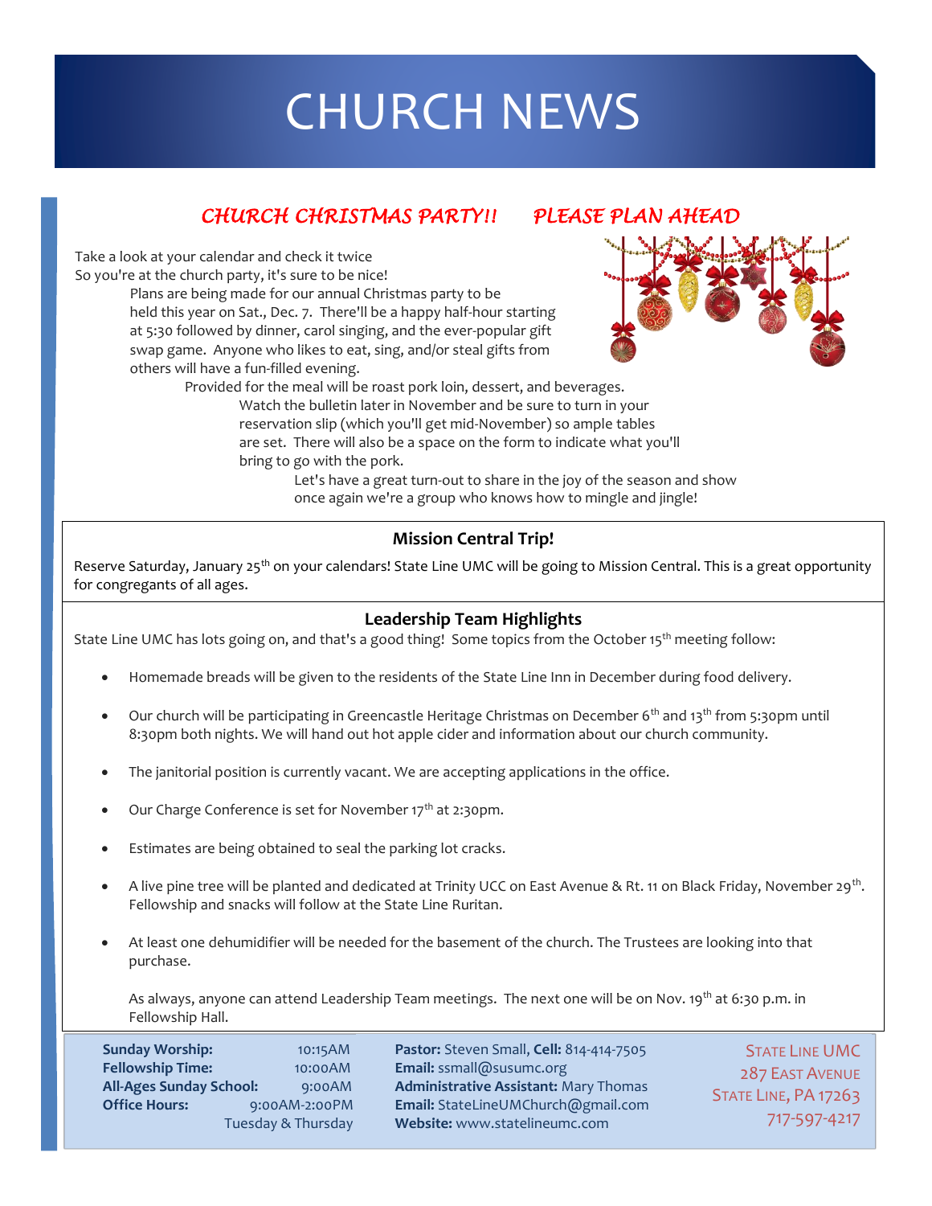# CHURCH NEWS

## *CHURCH CHRISTMAS PARTY!!     PLEASE PLAN AHEAD*

Take a look at your calendar and check it twice
So you're at the church party, it's sure to be nice!

Plans are being made for our annual Christmas party to be held this year on Sat., Dec. 7. There'll be a happy half-hour starting at 5:30 followed by dinner, carol singing, and the ever-popular gift swap game. Anyone who likes to eat, sing, and/or steal gifts from others will have a fun-filled evening.

Provided for the meal will be roast pork loin, dessert, and beverages.

Watch the bulletin later in November and be sure to turn in your reservation slip (which you'll get mid-November) so ample tables are set. There will also be a space on the form to indicate what you'll bring to go with the pork.

Let's have a great turn-out to share in the joy of the season and show once again we're a group who knows how to mingle and jingle!

### Mission Central Trip!

Reserve Saturday, January 25th on your calendars! State Line UMC will be going to Mission Central. This is a great opportunity for congregants of all ages.

### Leadership Team Highlights

State Line UMC has lots going on, and that's a good thing! Some topics from the October 15th meeting follow:

- Homemade breads will be given to the residents of the State Line Inn in December during food delivery.
- Our church will be participating in Greencastle Heritage Christmas on December 6th and 13th from 5:30pm until 8:30pm both nights. We will hand out hot apple cider and information about our church community.
- The janitorial position is currently vacant. We are accepting applications in the office.
- Our Charge Conference is set for November 17th at 2:30pm.
- Estimates are being obtained to seal the parking lot cracks.
- A live pine tree will be planted and dedicated at Trinity UCC on East Avenue & Rt. 11 on Black Friday, November 29th. Fellowship and snacks will follow at the State Line Ruritan.
- At least one dehumidifier will be needed for the basement of the church. The Trustees are looking into that purchase.

As always, anyone can attend Leadership Team meetings. The next one will be on Nov. 19th at 6:30 p.m. in Fellowship Hall.

**Sunday Worship:** 10:15AM
**Fellowship Time:** 10:00AM
**All-Ages Sunday School:** 9:00AM
**Office Hours:** 9:00AM-2:00PM Tuesday & Thursday

**Pastor:** Steven Small, **Cell:** 814-414-7505
**Email:** ssmall@susumc.org
**Administrative Assistant:** Mary Thomas
**Email:** StateLineUMChurch@gmail.com
**Website:** www.statelineumc.com

STATE LINE UMC
287 EAST AVENUE
STATE LINE, PA 17263
717-597-4217